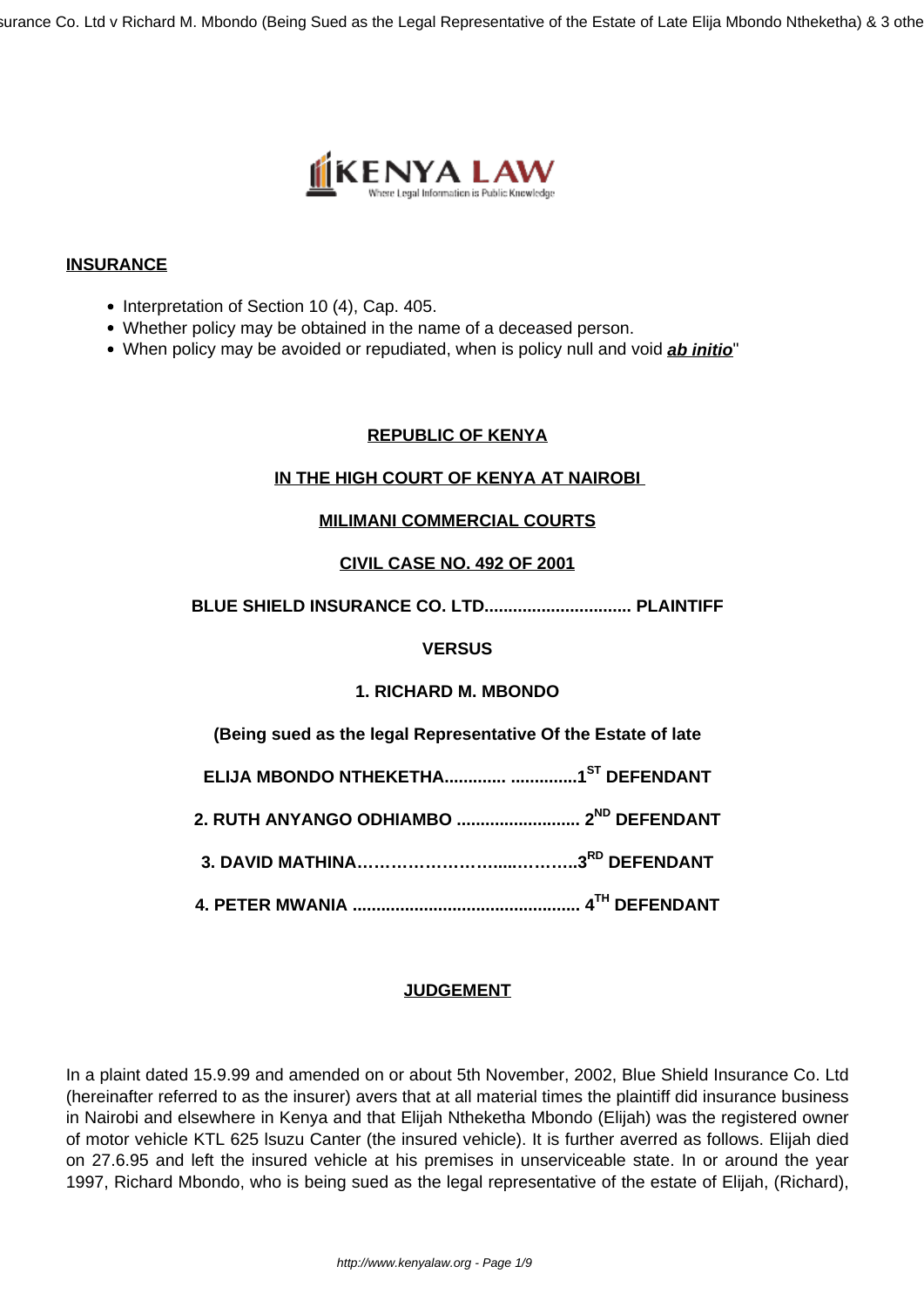**INSURANCE**

- Interpretation of Section 10 (4), Cap. 405.
- Whether policy may be obtained in the name of a deceased person.
- When policy may be avoided or repudiated, when is policy null and void ***ab initio***"

**REPUBLIC OF KENYA**

**IN THE HIGH COURT OF KENYA AT NAIROBI**

**MILIMANI COMMERCIAL COURTS**

**CIVIL CASE NO. 492 OF 2001**

**BLUE SHIELD INSURANCE CO. LTD............................... PLAINTIFF**

**VERSUS**

**1. RICHARD M. MBONDO**

**(Being sued as the legal Representative Of the Estate of late**

**ELIJA MBONDO NTHEKETHA............. ..............1ST DEFENDANT**

**2. RUTH ANYANGO ODHIAMBO .......................... 2ND DEFENDANT**

**3. DAVID MATHINA……………………......………..3RD DEFENDANT**

**4. PETER MWANIA ............................................... 4TH DEFENDANT**

**JUDGEMENT**

In a plaint dated 15.9.99 and amended on or about 5th November, 2002, Blue Shield Insurance Co. Ltd (hereinafter referred to as the insurer) avers that at all material times the plaintiff did insurance business in Nairobi and elsewhere in Kenya and that Elijah Ntheketha Mbondo (Elijah) was the registered owner of motor vehicle KTL 625 Isuzu Canter (the insured vehicle). It is further averred as follows. Elijah died on 27.6.95 and left the insured vehicle at his premises in unserviceable state. In or around the year 1997, Richard Mbondo, who is being sued as the legal representative of the estate of Elijah, (Richard),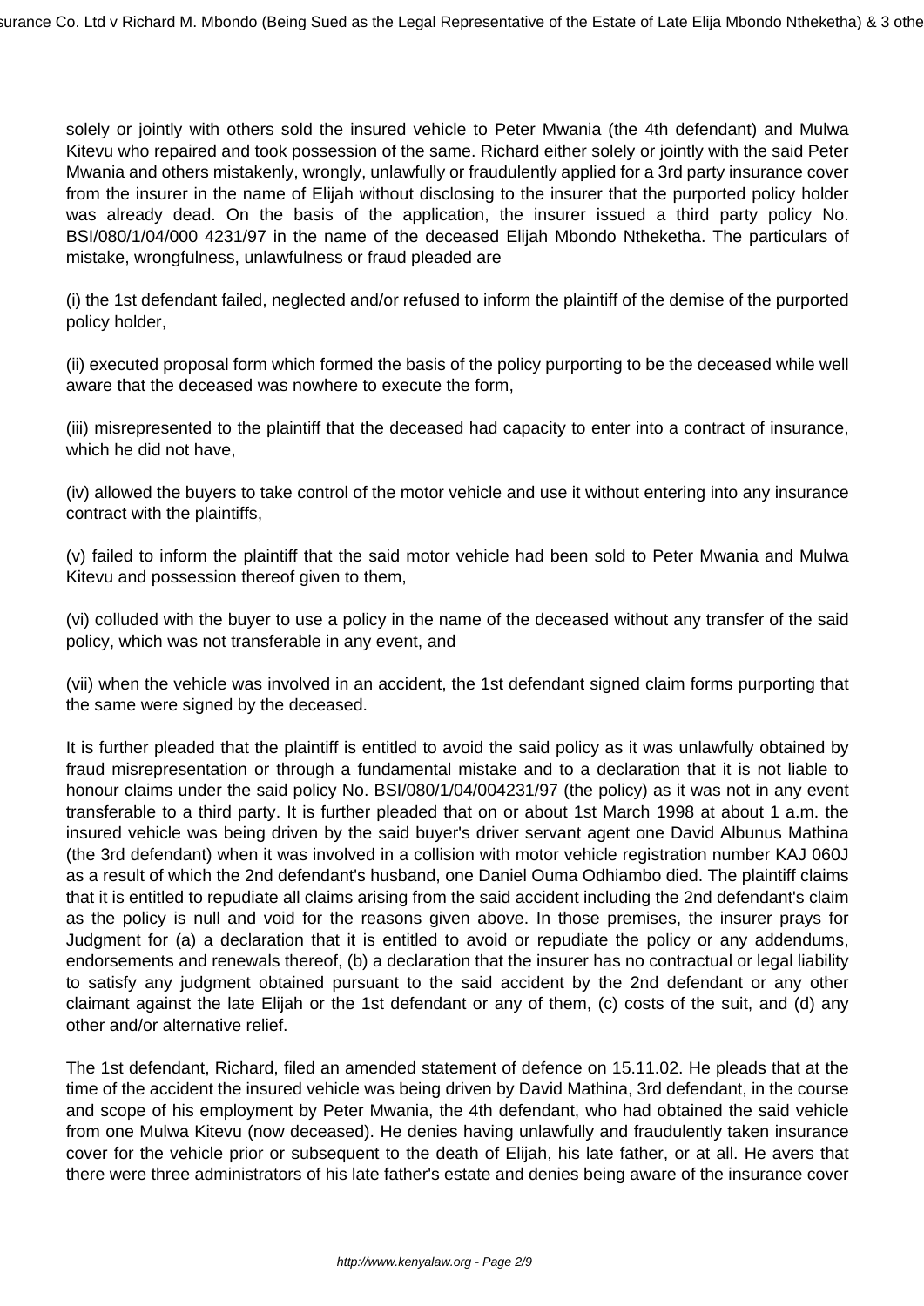solely or jointly with others sold the insured vehicle to Peter Mwania (the 4th defendant) and Mulwa Kitevu who repaired and took possession of the same. Richard either solely or jointly with the said Peter Mwania and others mistakenly, wrongly, unlawfully or fraudulently applied for a 3rd party insurance cover from the insurer in the name of Elijah without disclosing to the insurer that the purported policy holder was already dead. On the basis of the application, the insurer issued a third party policy No. BSI/080/1/04/000 4231/97 in the name of the deceased Elijah Mbondo Ntheketha. The particulars of mistake, wrongfulness, unlawfulness or fraud pleaded are

(i) the 1st defendant failed, neglected and/or refused to inform the plaintiff of the demise of the purported policy holder,

(ii) executed proposal form which formed the basis of the policy purporting to be the deceased while well aware that the deceased was nowhere to execute the form,

(iii) misrepresented to the plaintiff that the deceased had capacity to enter into a contract of insurance, which he did not have,

(iv) allowed the buyers to take control of the motor vehicle and use it without entering into any insurance contract with the plaintiffs,

(v) failed to inform the plaintiff that the said motor vehicle had been sold to Peter Mwania and Mulwa Kitevu and possession thereof given to them,

(vi) colluded with the buyer to use a policy in the name of the deceased without any transfer of the said policy, which was not transferable in any event, and

(vii) when the vehicle was involved in an accident, the 1st defendant signed claim forms purporting that the same were signed by the deceased.

It is further pleaded that the plaintiff is entitled to avoid the said policy as it was unlawfully obtained by fraud misrepresentation or through a fundamental mistake and to a declaration that it is not liable to honour claims under the said policy No. BSI/080/1/04/004231/97 (the policy) as it was not in any event transferable to a third party. It is further pleaded that on or about 1st March 1998 at about 1 a.m. the insured vehicle was being driven by the said buyer's driver servant agent one David Albunus Mathina (the 3rd defendant) when it was involved in a collision with motor vehicle registration number KAJ 060J as a result of which the 2nd defendant's husband, one Daniel Ouma Odhiambo died. The plaintiff claims that it is entitled to repudiate all claims arising from the said accident including the 2nd defendant's claim as the policy is null and void for the reasons given above. In those premises, the insurer prays for Judgment for (a) a declaration that it is entitled to avoid or repudiate the policy or any addendums, endorsements and renewals thereof, (b) a declaration that the insurer has no contractual or legal liability to satisfy any judgment obtained pursuant to the said accident by the 2nd defendant or any other claimant against the late Elijah or the 1st defendant or any of them, (c) costs of the suit, and (d) any other and/or alternative relief.

The 1st defendant, Richard, filed an amended statement of defence on 15.11.02. He pleads that at the time of the accident the insured vehicle was being driven by David Mathina, 3rd defendant, in the course and scope of his employment by Peter Mwania, the 4th defendant, who had obtained the said vehicle from one Mulwa Kitevu (now deceased). He denies having unlawfully and fraudulently taken insurance cover for the vehicle prior or subsequent to the death of Elijah, his late father, or at all. He avers that there were three administrators of his late father's estate and denies being aware of the insurance cover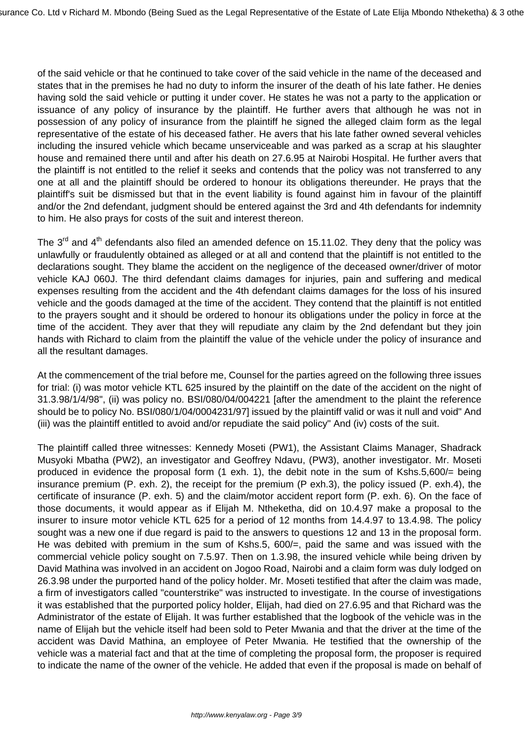of the said vehicle or that he continued to take cover of the said vehicle in the name of the deceased and states that in the premises he had no duty to inform the insurer of the death of his late father. He denies having sold the said vehicle or putting it under cover. He states he was not a party to the application or issuance of any policy of insurance by the plaintiff. He further avers that although he was not in possession of any policy of insurance from the plaintiff he signed the alleged claim form as the legal representative of the estate of his deceased father. He avers that his late father owned several vehicles including the insured vehicle which became unserviceable and was parked as a scrap at his slaughter house and remained there until and after his death on 27.6.95 at Nairobi Hospital. He further avers that the plaintiff is not entitled to the relief it seeks and contends that the policy was not transferred to any one at all and the plaintiff should be ordered to honour its obligations thereunder. He prays that the plaintiff's suit be dismissed but that in the event liability is found against him in favour of the plaintiff and/or the 2nd defendant, judgment should be entered against the 3rd and 4th defendants for indemnity to him. He also prays for costs of the suit and interest thereon.

The 3rd and 4th defendants also filed an amended defence on 15.11.02. They deny that the policy was unlawfully or fraudulently obtained as alleged or at all and contend that the plaintiff is not entitled to the declarations sought. They blame the accident on the negligence of the deceased owner/driver of motor vehicle KAJ 060J. The third defendant claims damages for injuries, pain and suffering and medical expenses resulting from the accident and the 4th defendant claims damages for the loss of his insured vehicle and the goods damaged at the time of the accident. They contend that the plaintiff is not entitled to the prayers sought and it should be ordered to honour its obligations under the policy in force at the time of the accident. They aver that they will repudiate any claim by the 2nd defendant but they join hands with Richard to claim from the plaintiff the value of the vehicle under the policy of insurance and all the resultant damages.

At the commencement of the trial before me, Counsel for the parties agreed on the following three issues for trial: (i) was motor vehicle KTL 625 insured by the plaintiff on the date of the accident on the night of 31.3.98/1/4/98", (ii) was policy no. BSI/080/04/004221 [after the amendment to the plaint the reference should be to policy No. BSI/080/1/04/0004231/97] issued by the plaintiff valid or was it null and void" And (iii) was the plaintiff entitled to avoid and/or repudiate the said policy" And (iv) costs of the suit.

The plaintiff called three witnesses: Kennedy Moseti (PW1), the Assistant Claims Manager, Shadrack Musyoki Mbatha (PW2), an investigator and Geoffrey Ndavu, (PW3), another investigator. Mr. Moseti produced in evidence the proposal form (1 exh. 1), the debit note in the sum of Kshs.5,600/= being insurance premium (P. exh. 2), the receipt for the premium (P exh.3), the policy issued (P. exh.4), the certificate of insurance (P. exh. 5) and the claim/motor accident report form (P. exh. 6). On the face of those documents, it would appear as if Elijah M. Ntheketha, did on 10.4.97 make a proposal to the insurer to insure motor vehicle KTL 625 for a period of 12 months from 14.4.97 to 13.4.98. The policy sought was a new one if due regard is paid to the answers to questions 12 and 13 in the proposal form. He was debited with premium in the sum of Kshs.5, 600/=, paid the same and was issued with the commercial vehicle policy sought on 7.5.97. Then on 1.3.98, the insured vehicle while being driven by David Mathina was involved in an accident on Jogoo Road, Nairobi and a claim form was duly lodged on 26.3.98 under the purported hand of the policy holder. Mr. Moseti testified that after the claim was made, a firm of investigators called "counterstrike" was instructed to investigate. In the course of investigations it was established that the purported policy holder, Elijah, had died on 27.6.95 and that Richard was the Administrator of the estate of Elijah. It was further established that the logbook of the vehicle was in the name of Elijah but the vehicle itself had been sold to Peter Mwania and that the driver at the time of the accident was David Mathina, an employee of Peter Mwania. He testified that the ownership of the vehicle was a material fact and that at the time of completing the proposal form, the proposer is required to indicate the name of the owner of the vehicle. He added that even if the proposal is made on behalf of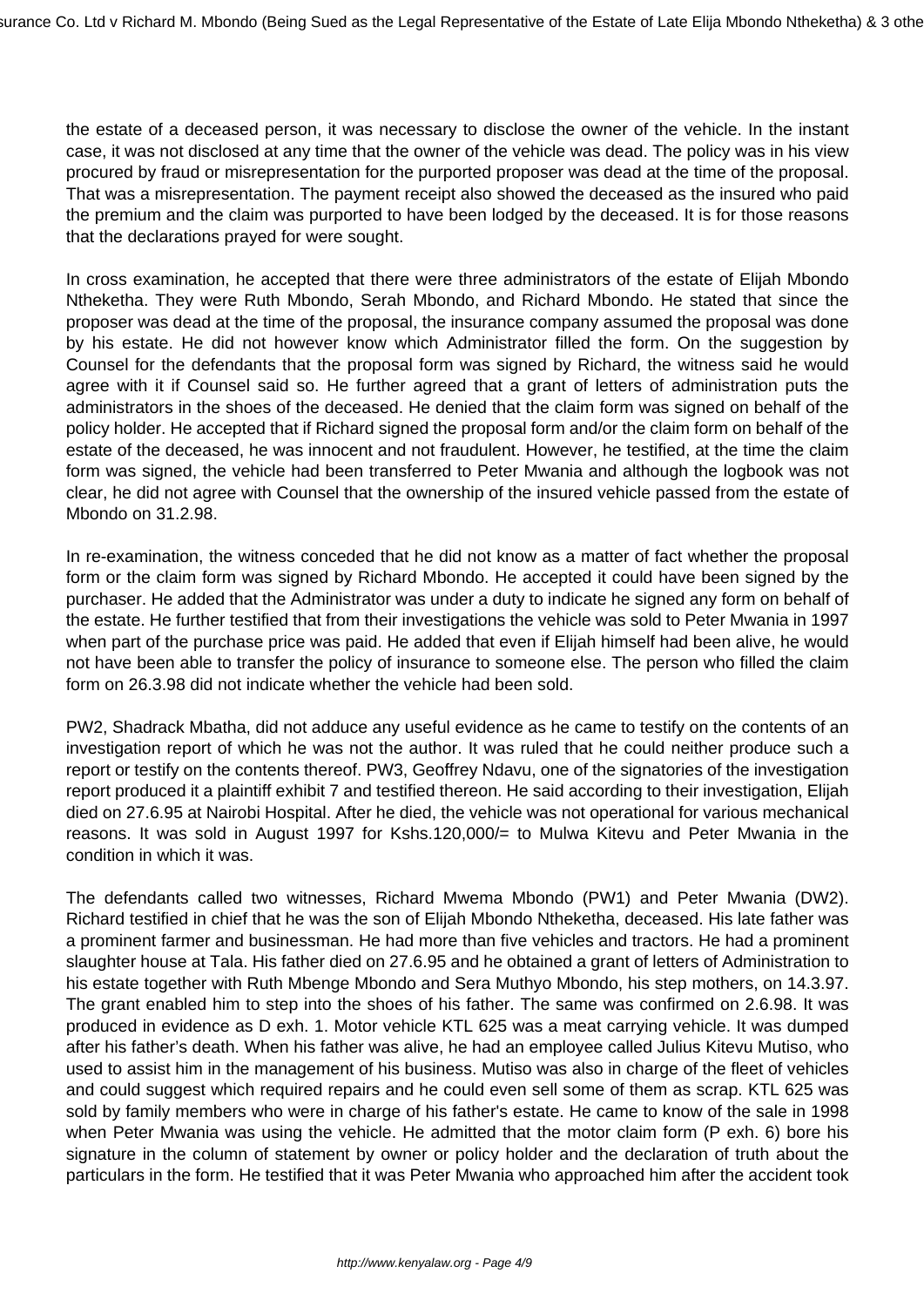the estate of a deceased person, it was necessary to disclose the owner of the vehicle. In the instant case, it was not disclosed at any time that the owner of the vehicle was dead. The policy was in his view procured by fraud or misrepresentation for the purported proposer was dead at the time of the proposal. That was a misrepresentation. The payment receipt also showed the deceased as the insured who paid the premium and the claim was purported to have been lodged by the deceased. It is for those reasons that the declarations prayed for were sought.

In cross examination, he accepted that there were three administrators of the estate of Elijah Mbondo Ntheketha. They were Ruth Mbondo, Serah Mbondo, and Richard Mbondo. He stated that since the proposer was dead at the time of the proposal, the insurance company assumed the proposal was done by his estate. He did not however know which Administrator filled the form. On the suggestion by Counsel for the defendants that the proposal form was signed by Richard, the witness said he would agree with it if Counsel said so. He further agreed that a grant of letters of administration puts the administrators in the shoes of the deceased. He denied that the claim form was signed on behalf of the policy holder. He accepted that if Richard signed the proposal form and/or the claim form on behalf of the estate of the deceased, he was innocent and not fraudulent. However, he testified, at the time the claim form was signed, the vehicle had been transferred to Peter Mwania and although the logbook was not clear, he did not agree with Counsel that the ownership of the insured vehicle passed from the estate of Mbondo on 31.2.98.

In re-examination, the witness conceded that he did not know as a matter of fact whether the proposal form or the claim form was signed by Richard Mbondo. He accepted it could have been signed by the purchaser. He added that the Administrator was under a duty to indicate he signed any form on behalf of the estate. He further testified that from their investigations the vehicle was sold to Peter Mwania in 1997 when part of the purchase price was paid. He added that even if Elijah himself had been alive, he would not have been able to transfer the policy of insurance to someone else. The person who filled the claim form on 26.3.98 did not indicate whether the vehicle had been sold.

PW2, Shadrack Mbatha, did not adduce any useful evidence as he came to testify on the contents of an investigation report of which he was not the author. It was ruled that he could neither produce such a report or testify on the contents thereof. PW3, Geoffrey Ndavu, one of the signatories of the investigation report produced it a plaintiff exhibit 7 and testified thereon. He said according to their investigation, Elijah died on 27.6.95 at Nairobi Hospital. After he died, the vehicle was not operational for various mechanical reasons. It was sold in August 1997 for Kshs.120,000/= to Mulwa Kitevu and Peter Mwania in the condition in which it was.

The defendants called two witnesses, Richard Mwema Mbondo (PW1) and Peter Mwania (DW2). Richard testified in chief that he was the son of Elijah Mbondo Ntheketha, deceased. His late father was a prominent farmer and businessman. He had more than five vehicles and tractors. He had a prominent slaughter house at Tala. His father died on 27.6.95 and he obtained a grant of letters of Administration to his estate together with Ruth Mbenge Mbondo and Sera Muthyo Mbondo, his step mothers, on 14.3.97. The grant enabled him to step into the shoes of his father. The same was confirmed on 2.6.98. It was produced in evidence as D exh. 1. Motor vehicle KTL 625 was a meat carrying vehicle. It was dumped after his father's death. When his father was alive, he had an employee called Julius Kitevu Mutiso, who used to assist him in the management of his business. Mutiso was also in charge of the fleet of vehicles and could suggest which required repairs and he could even sell some of them as scrap. KTL 625 was sold by family members who were in charge of his father's estate. He came to know of the sale in 1998 when Peter Mwania was using the vehicle. He admitted that the motor claim form (P exh. 6) bore his signature in the column of statement by owner or policy holder and the declaration of truth about the particulars in the form. He testified that it was Peter Mwania who approached him after the accident took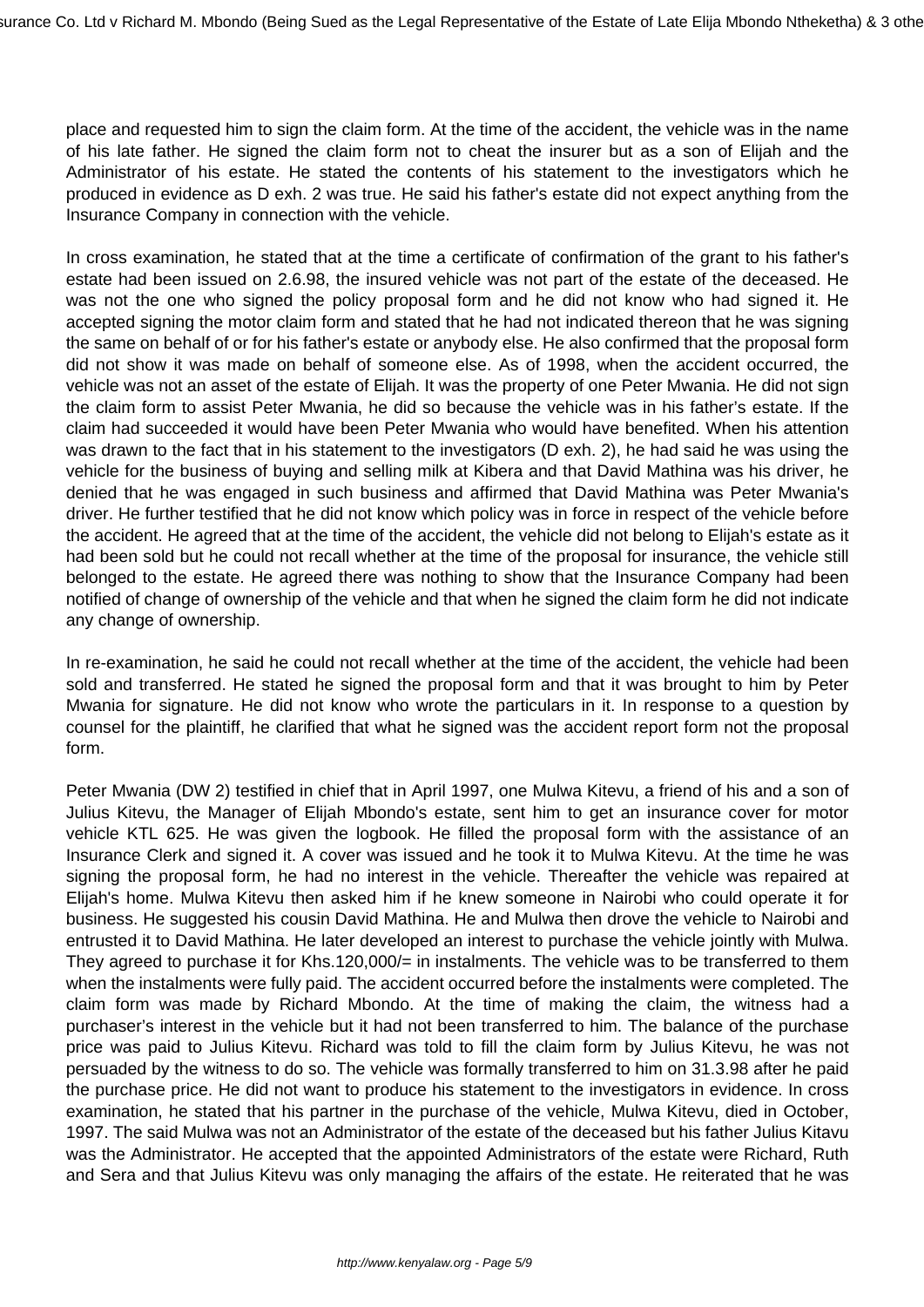place and requested him to sign the claim form. At the time of the accident, the vehicle was in the name of his late father. He signed the claim form not to cheat the insurer but as a son of Elijah and the Administrator of his estate. He stated the contents of his statement to the investigators which he produced in evidence as D exh. 2 was true. He said his father's estate did not expect anything from the Insurance Company in connection with the vehicle.

In cross examination, he stated that at the time a certificate of confirmation of the grant to his father's estate had been issued on 2.6.98, the insured vehicle was not part of the estate of the deceased. He was not the one who signed the policy proposal form and he did not know who had signed it. He accepted signing the motor claim form and stated that he had not indicated thereon that he was signing the same on behalf of or for his father's estate or anybody else. He also confirmed that the proposal form did not show it was made on behalf of someone else. As of 1998, when the accident occurred, the vehicle was not an asset of the estate of Elijah. It was the property of one Peter Mwania. He did not sign the claim form to assist Peter Mwania, he did so because the vehicle was in his father's estate. If the claim had succeeded it would have been Peter Mwania who would have benefited. When his attention was drawn to the fact that in his statement to the investigators (D exh. 2), he had said he was using the vehicle for the business of buying and selling milk at Kibera and that David Mathina was his driver, he denied that he was engaged in such business and affirmed that David Mathina was Peter Mwania's driver. He further testified that he did not know which policy was in force in respect of the vehicle before the accident. He agreed that at the time of the accident, the vehicle did not belong to Elijah's estate as it had been sold but he could not recall whether at the time of the proposal for insurance, the vehicle still belonged to the estate. He agreed there was nothing to show that the Insurance Company had been notified of change of ownership of the vehicle and that when he signed the claim form he did not indicate any change of ownership.

In re-examination, he said he could not recall whether at the time of the accident, the vehicle had been sold and transferred. He stated he signed the proposal form and that it was brought to him by Peter Mwania for signature. He did not know who wrote the particulars in it. In response to a question by counsel for the plaintiff, he clarified that what he signed was the accident report form not the proposal form.

Peter Mwania (DW 2) testified in chief that in April 1997, one Mulwa Kitevu, a friend of his and a son of Julius Kitevu, the Manager of Elijah Mbondo's estate, sent him to get an insurance cover for motor vehicle KTL 625. He was given the logbook. He filled the proposal form with the assistance of an Insurance Clerk and signed it. A cover was issued and he took it to Mulwa Kitevu. At the time he was signing the proposal form, he had no interest in the vehicle. Thereafter the vehicle was repaired at Elijah's home. Mulwa Kitevu then asked him if he knew someone in Nairobi who could operate it for business. He suggested his cousin David Mathina. He and Mulwa then drove the vehicle to Nairobi and entrusted it to David Mathina. He later developed an interest to purchase the vehicle jointly with Mulwa. They agreed to purchase it for Khs.120,000/= in instalments. The vehicle was to be transferred to them when the instalments were fully paid. The accident occurred before the instalments were completed. The claim form was made by Richard Mbondo. At the time of making the claim, the witness had a purchaser's interest in the vehicle but it had not been transferred to him. The balance of the purchase price was paid to Julius Kitevu. Richard was told to fill the claim form by Julius Kitevu, he was not persuaded by the witness to do so. The vehicle was formally transferred to him on 31.3.98 after he paid the purchase price. He did not want to produce his statement to the investigators in evidence. In cross examination, he stated that his partner in the purchase of the vehicle, Mulwa Kitevu, died in October, 1997. The said Mulwa was not an Administrator of the estate of the deceased but his father Julius Kitavu was the Administrator. He accepted that the appointed Administrators of the estate were Richard, Ruth and Sera and that Julius Kitevu was only managing the affairs of the estate. He reiterated that he was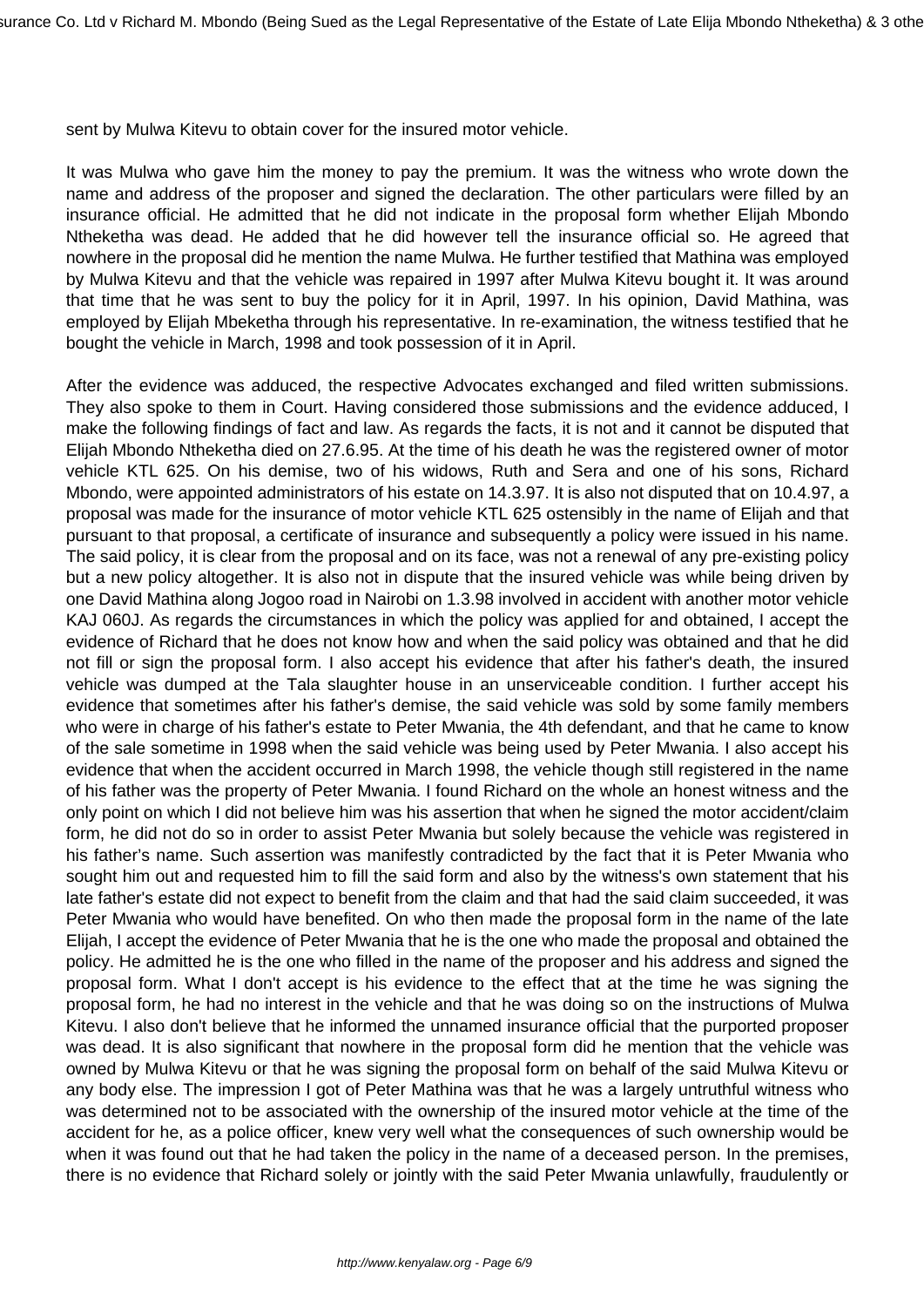sent by Mulwa Kitevu to obtain cover for the insured motor vehicle.

It was Mulwa who gave him the money to pay the premium. It was the witness who wrote down the name and address of the proposer and signed the declaration. The other particulars were filled by an insurance official. He admitted that he did not indicate in the proposal form whether Elijah Mbondo Ntheketha was dead. He added that he did however tell the insurance official so. He agreed that nowhere in the proposal did he mention the name Mulwa. He further testified that Mathina was employed by Mulwa Kitevu and that the vehicle was repaired in 1997 after Mulwa Kitevu bought it. It was around that time that he was sent to buy the policy for it in April, 1997. In his opinion, David Mathina, was employed by Elijah Mbeketha through his representative. In re-examination, the witness testified that he bought the vehicle in March, 1998 and took possession of it in April.

After the evidence was adduced, the respective Advocates exchanged and filed written submissions. They also spoke to them in Court. Having considered those submissions and the evidence adduced, I make the following findings of fact and law. As regards the facts, it is not and it cannot be disputed that Elijah Mbondo Ntheketha died on 27.6.95. At the time of his death he was the registered owner of motor vehicle KTL 625. On his demise, two of his widows, Ruth and Sera and one of his sons, Richard Mbondo, were appointed administrators of his estate on 14.3.97. It is also not disputed that on 10.4.97, a proposal was made for the insurance of motor vehicle KTL 625 ostensibly in the name of Elijah and that pursuant to that proposal, a certificate of insurance and subsequently a policy were issued in his name. The said policy, it is clear from the proposal and on its face, was not a renewal of any pre-existing policy but a new policy altogether. It is also not in dispute that the insured vehicle was while being driven by one David Mathina along Jogoo road in Nairobi on 1.3.98 involved in accident with another motor vehicle KAJ 060J. As regards the circumstances in which the policy was applied for and obtained, I accept the evidence of Richard that he does not know how and when the said policy was obtained and that he did not fill or sign the proposal form. I also accept his evidence that after his father's death, the insured vehicle was dumped at the Tala slaughter house in an unserviceable condition. I further accept his evidence that sometimes after his father's demise, the said vehicle was sold by some family members who were in charge of his father's estate to Peter Mwania, the 4th defendant, and that he came to know of the sale sometime in 1998 when the said vehicle was being used by Peter Mwania. I also accept his evidence that when the accident occurred in March 1998, the vehicle though still registered in the name of his father was the property of Peter Mwania. I found Richard on the whole an honest witness and the only point on which I did not believe him was his assertion that when he signed the motor accident/claim form, he did not do so in order to assist Peter Mwania but solely because the vehicle was registered in his father's name. Such assertion was manifestly contradicted by the fact that it is Peter Mwania who sought him out and requested him to fill the said form and also by the witness's own statement that his late father's estate did not expect to benefit from the claim and that had the said claim succeeded, it was Peter Mwania who would have benefited. On who then made the proposal form in the name of the late Elijah, I accept the evidence of Peter Mwania that he is the one who made the proposal and obtained the policy. He admitted he is the one who filled in the name of the proposer and his address and signed the proposal form. What I don't accept is his evidence to the effect that at the time he was signing the proposal form, he had no interest in the vehicle and that he was doing so on the instructions of Mulwa Kitevu. I also don't believe that he informed the unnamed insurance official that the purported proposer was dead. It is also significant that nowhere in the proposal form did he mention that the vehicle was owned by Mulwa Kitevu or that he was signing the proposal form on behalf of the said Mulwa Kitevu or any body else. The impression I got of Peter Mathina was that he was a largely untruthful witness who was determined not to be associated with the ownership of the insured motor vehicle at the time of the accident for he, as a police officer, knew very well what the consequences of such ownership would be when it was found out that he had taken the policy in the name of a deceased person. In the premises, there is no evidence that Richard solely or jointly with the said Peter Mwania unlawfully, fraudulently or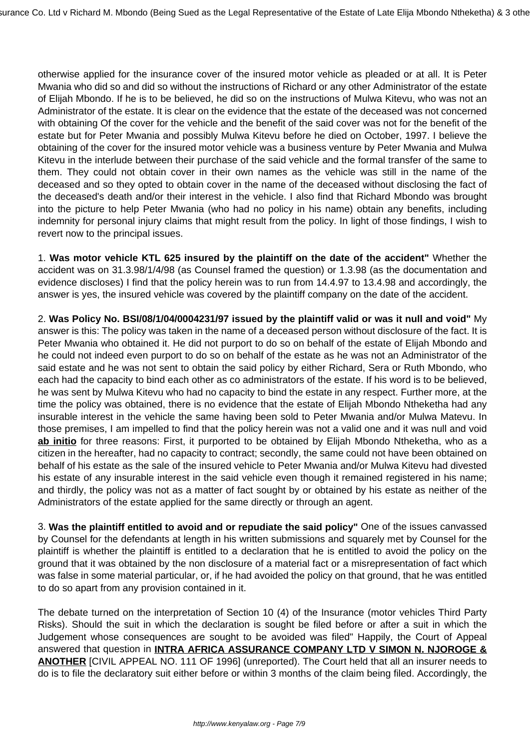otherwise applied for the insurance cover of the insured motor vehicle as pleaded or at all. It is Peter Mwania who did so and did so without the instructions of Richard or any other Administrator of the estate of Elijah Mbondo. If he is to be believed, he did so on the instructions of Mulwa Kitevu, who was not an Administrator of the estate. It is clear on the evidence that the estate of the deceased was not concerned with obtaining Of the cover for the vehicle and the benefit of the said cover was not for the benefit of the estate but for Peter Mwania and possibly Mulwa Kitevu before he died on October, 1997. I believe the obtaining of the cover for the insured motor vehicle was a business venture by Peter Mwania and Mulwa Kitevu in the interlude between their purchase of the said vehicle and the formal transfer of the same to them. They could not obtain cover in their own names as the vehicle was still in the name of the deceased and so they opted to obtain cover in the name of the deceased without disclosing the fact of the deceased's death and/or their interest in the vehicle. I also find that Richard Mbondo was brought into the picture to help Peter Mwania (who had no policy in his name) obtain any benefits, including indemnity for personal injury claims that might result from the policy. In light of those findings, I wish to revert now to the principal issues.

1. **Was motor vehicle KTL 625 insured by the plaintiff on the date of the accident"** Whether the accident was on 31.3.98/1/4/98 (as Counsel framed the question) or 1.3.98 (as the documentation and evidence discloses) I find that the policy herein was to run from 14.4.97 to 13.4.98 and accordingly, the answer is yes, the insured vehicle was covered by the plaintiff company on the date of the accident.

2. **Was Policy No. BSI/08/1/04/0004231/97 issued by the plaintiff valid or was it null and void"** My answer is this: The policy was taken in the name of a deceased person without disclosure of the fact. It is Peter Mwania who obtained it. He did not purport to do so on behalf of the estate of Elijah Mbondo and he could not indeed even purport to do so on behalf of the estate as he was not an Administrator of the said estate and he was not sent to obtain the said policy by either Richard, Sera or Ruth Mbondo, who each had the capacity to bind each other as co administrators of the estate. If his word is to be believed, he was sent by Mulwa Kitevu who had no capacity to bind the estate in any respect. Further more, at the time the policy was obtained, there is no evidence that the estate of Elijah Mbondo Ntheketha had any insurable interest in the vehicle the same having been sold to Peter Mwania and/or Mulwa Matevu. In those premises, I am impelled to find that the policy herein was not a valid one and it was null and void **ab initio** for three reasons: First, it purported to be obtained by Elijah Mbondo Ntheketha, who as a citizen in the hereafter, had no capacity to contract; secondly, the same could not have been obtained on behalf of his estate as the sale of the insured vehicle to Peter Mwania and/or Mulwa Kitevu had divested his estate of any insurable interest in the said vehicle even though it remained registered in his name; and thirdly, the policy was not as a matter of fact sought by or obtained by his estate as neither of the Administrators of the estate applied for the same directly or through an agent.

3. **Was the plaintiff entitled to avoid and or repudiate the said policy"** One of the issues canvassed by Counsel for the defendants at length in his written submissions and squarely met by Counsel for the plaintiff is whether the plaintiff is entitled to a declaration that he is entitled to avoid the policy on the ground that it was obtained by the non disclosure of a material fact or a misrepresentation of fact which was false in some material particular, or, if he had avoided the policy on that ground, that he was entitled to do so apart from any provision contained in it.

The debate turned on the interpretation of Section 10 (4) of the Insurance (motor vehicles Third Party Risks). Should the suit in which the declaration is sought be filed before or after a suit in which the Judgement whose consequences are sought to be avoided was filed" Happily, the Court of Appeal answered that question in **INTRA AFRICA ASSURANCE COMPANY LTD V SIMON N. NJOROGE & ANOTHER** [CIVIL APPEAL NO. 111 OF 1996] (unreported). The Court held that all an insurer needs to do is to file the declaratory suit either before or within 3 months of the claim being filed. Accordingly, the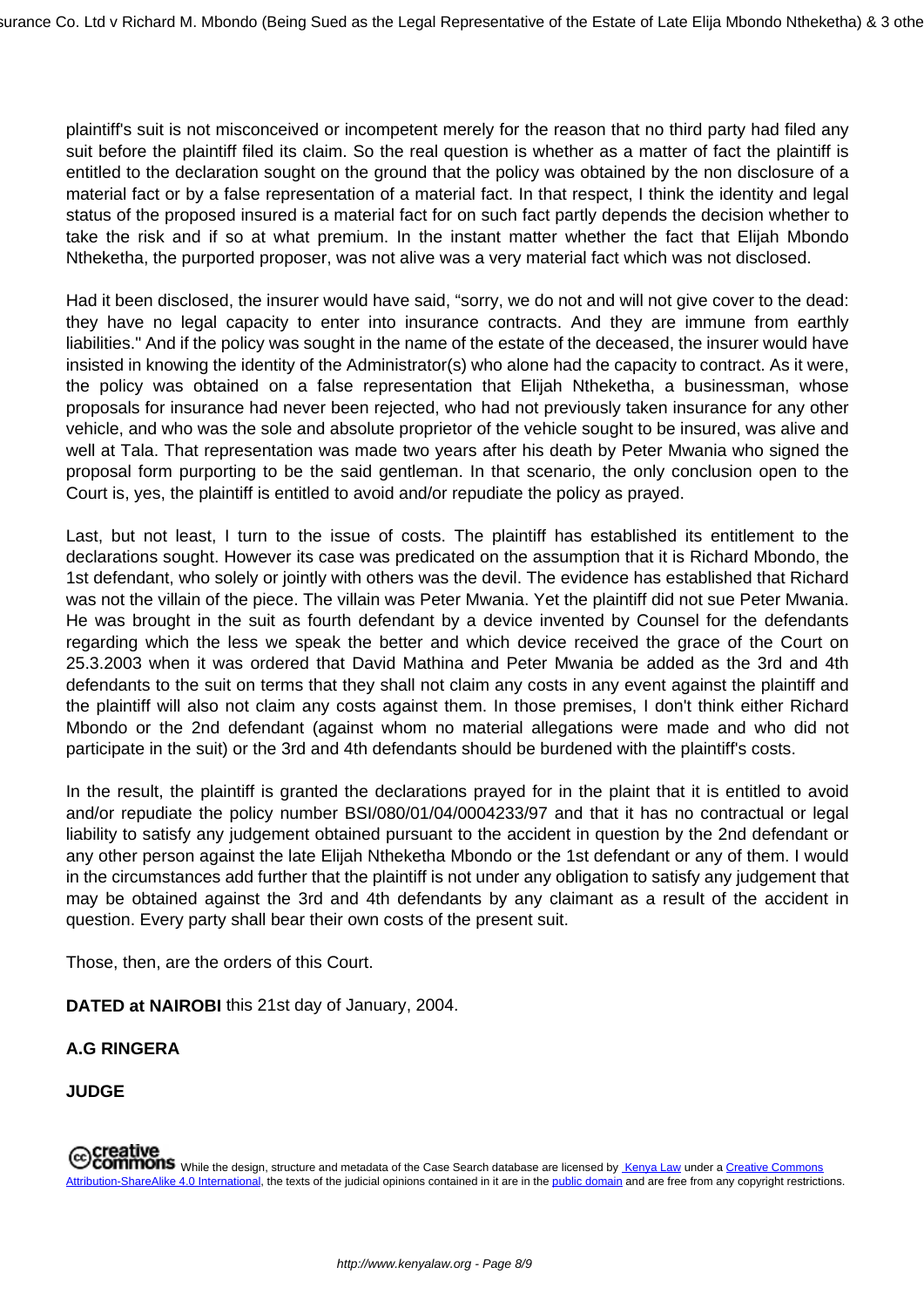plaintiff's suit is not misconceived or incompetent merely for the reason that no third party had filed any suit before the plaintiff filed its claim. So the real question is whether as a matter of fact the plaintiff is entitled to the declaration sought on the ground that the policy was obtained by the non disclosure of a material fact or by a false representation of a material fact. In that respect, I think the identity and legal status of the proposed insured is a material fact for on such fact partly depends the decision whether to take the risk and if so at what premium. In the instant matter whether the fact that Elijah Mbondo Ntheketha, the purported proposer, was not alive was a very material fact which was not disclosed.

Had it been disclosed, the insurer would have said, "sorry, we do not and will not give cover to the dead: they have no legal capacity to enter into insurance contracts. And they are immune from earthly liabilities." And if the policy was sought in the name of the estate of the deceased, the insurer would have insisted in knowing the identity of the Administrator(s) who alone had the capacity to contract. As it were, the policy was obtained on a false representation that Elijah Ntheketha, a businessman, whose proposals for insurance had never been rejected, who had not previously taken insurance for any other vehicle, and who was the sole and absolute proprietor of the vehicle sought to be insured, was alive and well at Tala. That representation was made two years after his death by Peter Mwania who signed the proposal form purporting to be the said gentleman. In that scenario, the only conclusion open to the Court is, yes, the plaintiff is entitled to avoid and/or repudiate the policy as prayed.

Last, but not least, I turn to the issue of costs. The plaintiff has established its entitlement to the declarations sought. However its case was predicated on the assumption that it is Richard Mbondo, the 1st defendant, who solely or jointly with others was the devil. The evidence has established that Richard was not the villain of the piece. The villain was Peter Mwania. Yet the plaintiff did not sue Peter Mwania. He was brought in the suit as fourth defendant by a device invented by Counsel for the defendants regarding which the less we speak the better and which device received the grace of the Court on 25.3.2003 when it was ordered that David Mathina and Peter Mwania be added as the 3rd and 4th defendants to the suit on terms that they shall not claim any costs in any event against the plaintiff and the plaintiff will also not claim any costs against them. In those premises, I don't think either Richard Mbondo or the 2nd defendant (against whom no material allegations were made and who did not participate in the suit) or the 3rd and 4th defendants should be burdened with the plaintiff's costs.

In the result, the plaintiff is granted the declarations prayed for in the plaint that it is entitled to avoid and/or repudiate the policy number BSI/080/01/04/0004233/97 and that it has no contractual or legal liability to satisfy any judgement obtained pursuant to the accident in question by the 2nd defendant or any other person against the late Elijah Ntheketha Mbondo or the 1st defendant or any of them. I would in the circumstances add further that the plaintiff is not under any obligation to satisfy any judgement that may be obtained against the 3rd and 4th defendants by any claimant as a result of the accident in question. Every party shall bear their own costs of the present suit.

Those, then, are the orders of this Court.

**DATED at NAIROBI** this 21st day of January, 2004.

**A.G RINGERA**

**JUDGE**

While the design, structure and metadata of the Case Search database are licensed by Kenya Law under a Creative Commons Attribution-ShareAlike 4.0 International, the texts of the judicial opinions contained in it are in the public domain and are free from any copyright restrictions.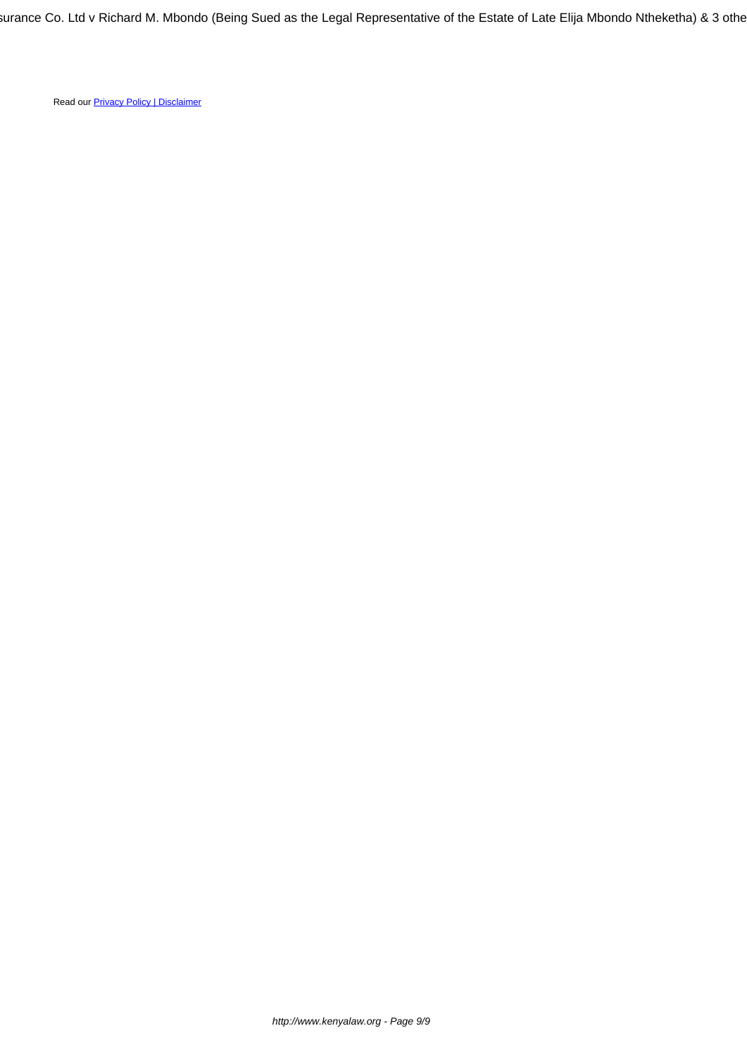Read our [Privacy Policy | Disclaimer]